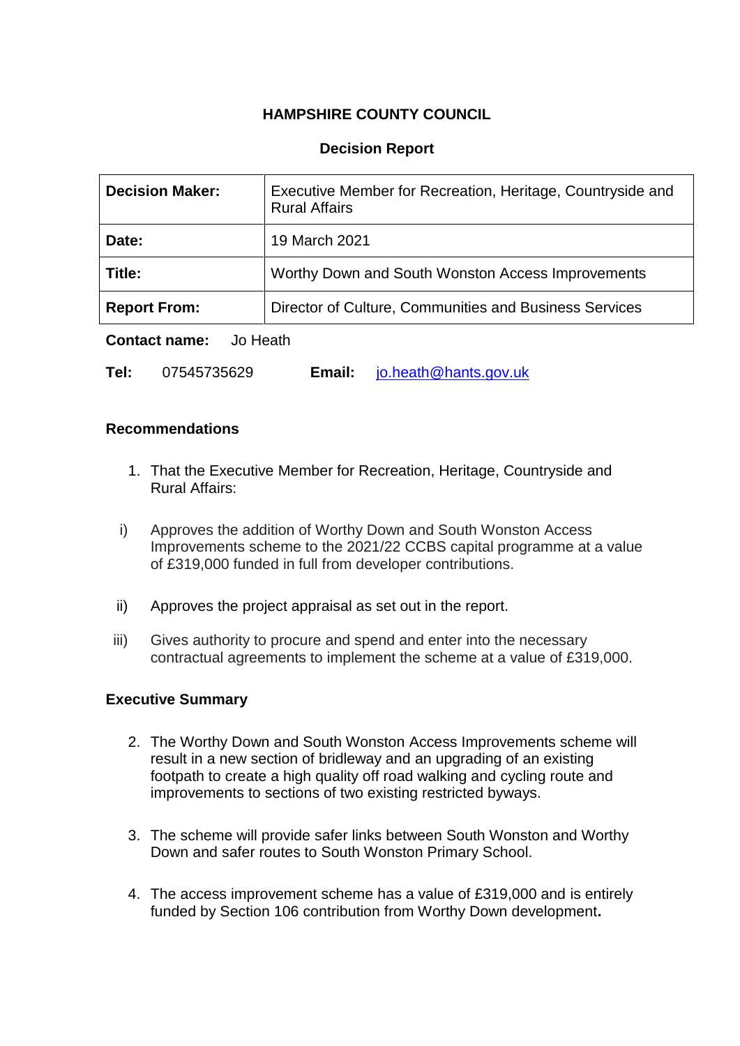# HAMPSHIRE COUNTY COUNCIL

## Decision Report

| **Decision Maker:** | Executive Member for Recreation, Heritage, Countryside and Rural Affairs |
|---|---|
| **Date:** | 19 March 2021 |
| **Title:** | Worthy Down and South Wonston Access Improvements |
| **Report From:** | Director of Culture, Communities and Business Services |

**Contact name:** Jo Heath

**Tel:** 07545735629 **Email:** jo.heath@hants.gov.uk

### Recommendations

1. That the Executive Member for Recreation, Heritage, Countryside and Rural Affairs:

   i) Approves the addition of Worthy Down and South Wonston Access Improvements scheme to the 2021/22 CCBS capital programme at a value of £319,000 funded in full from developer contributions.

   ii) Approves the project appraisal as set out in the report.

   iii) Gives authority to procure and spend and enter into the necessary contractual agreements to implement the scheme at a value of £319,000.

### Executive Summary

2. The Worthy Down and South Wonston Access Improvements scheme will result in a new section of bridleway and an upgrading of an existing footpath to create a high quality off road walking and cycling route and improvements to sections of two existing restricted byways.

3. The scheme will provide safer links between South Wonston and Worthy Down and safer routes to South Wonston Primary School.

4. The access improvement scheme has a value of £319,000 and is entirely funded by Section 106 contribution from Worthy Down development.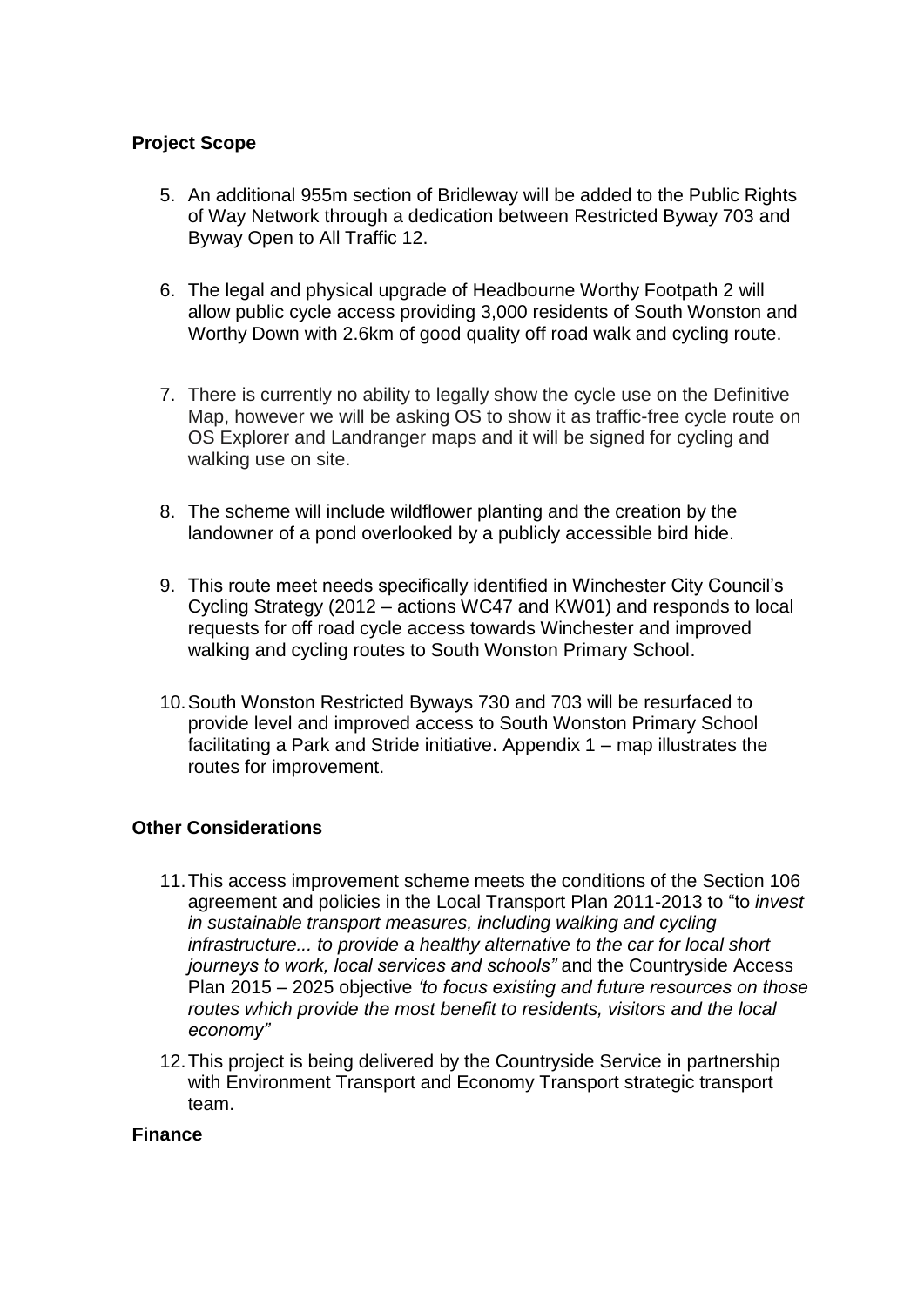## Project Scope

5. An additional 955m section of Bridleway will be added to the Public Rights of Way Network through a dedication between Restricted Byway 703 and Byway Open to All Traffic 12.

6. The legal and physical upgrade of Headbourne Worthy Footpath 2 will allow public cycle access providing 3,000 residents of South Wonston and Worthy Down with 2.6km of good quality off road walk and cycling route.

7. There is currently no ability to legally show the cycle use on the Definitive Map, however we will be asking OS to show it as traffic-free cycle route on OS Explorer and Landranger maps and it will be signed for cycling and walking use on site.

8. The scheme will include wildflower planting and the creation by the landowner of a pond overlooked by a publicly accessible bird hide.

9. This route meet needs specifically identified in Winchester City Council's Cycling Strategy (2012 – actions WC47 and KW01) and responds to local requests for off road cycle access towards Winchester and improved walking and cycling routes to South Wonston Primary School.

10. South Wonston Restricted Byways 730 and 703 will be resurfaced to provide level and improved access to South Wonston Primary School facilitating a Park and Stride initiative. Appendix 1 – map illustrates the routes for improvement.

## Other Considerations

11. This access improvement scheme meets the conditions of the Section 106 agreement and policies in the Local Transport Plan 2011-2013 to "to *invest in sustainable transport measures, including walking and cycling infrastructure... to provide a healthy alternative to the car for local short journeys to work, local services and schools"* and the Countryside Access Plan 2015 – 2025 objective *'to focus existing and future resources on those routes which provide the most benefit to residents, visitors and the local economy"*

12. This project is being delivered by the Countryside Service in partnership with Environment Transport and Economy Transport strategic transport team.

## Finance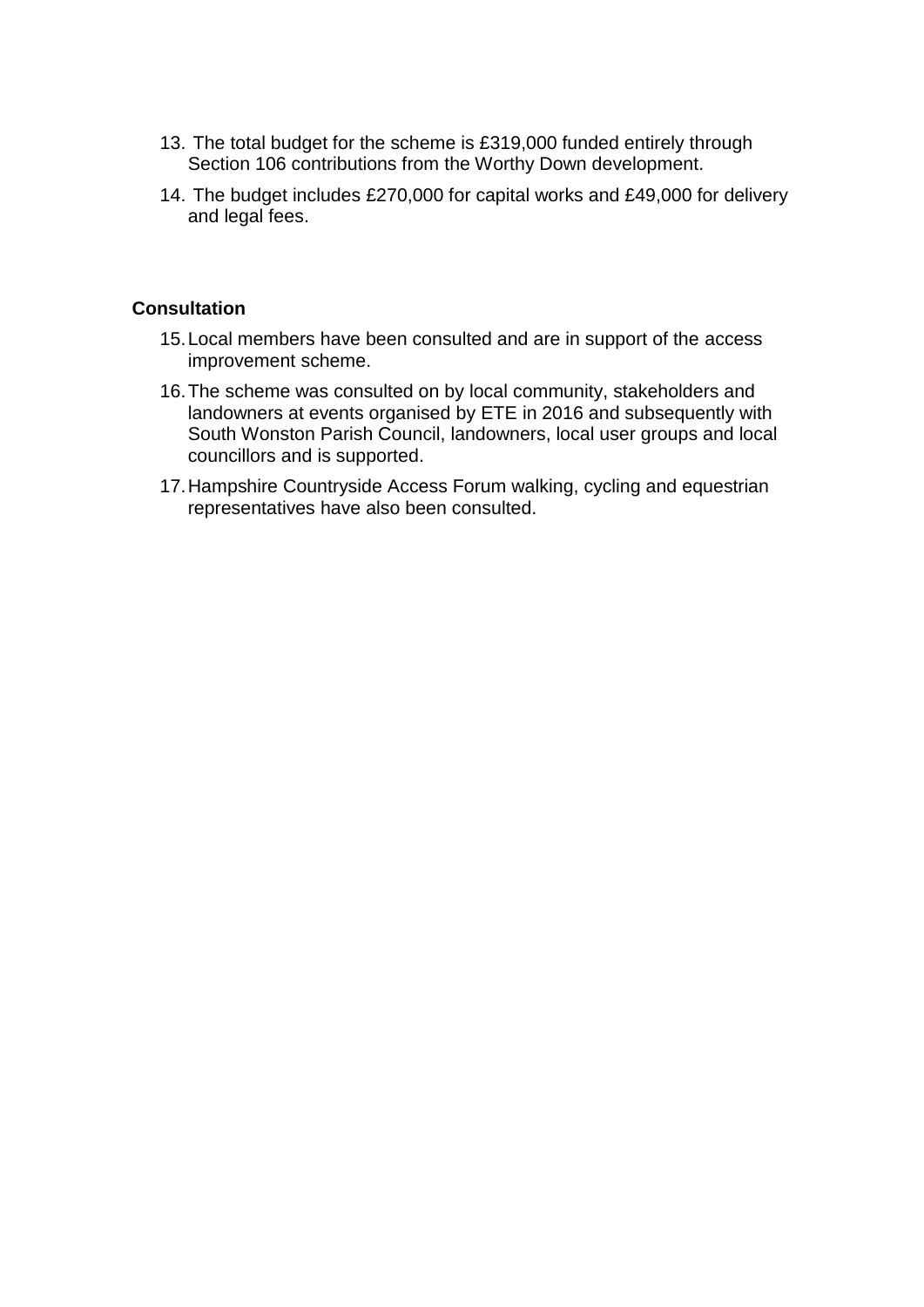13. The total budget for the scheme is £319,000 funded entirely through Section 106 contributions from the Worthy Down development.

14. The budget includes £270,000 for capital works and £49,000 for delivery and legal fees.

## Consultation

15. Local members have been consulted and are in support of the access improvement scheme.

16. The scheme was consulted on by local community, stakeholders and landowners at events organised by ETE in 2016 and subsequently with South Wonston Parish Council, landowners, local user groups and local councillors and is supported.

17. Hampshire Countryside Access Forum walking, cycling and equestrian representatives have also been consulted.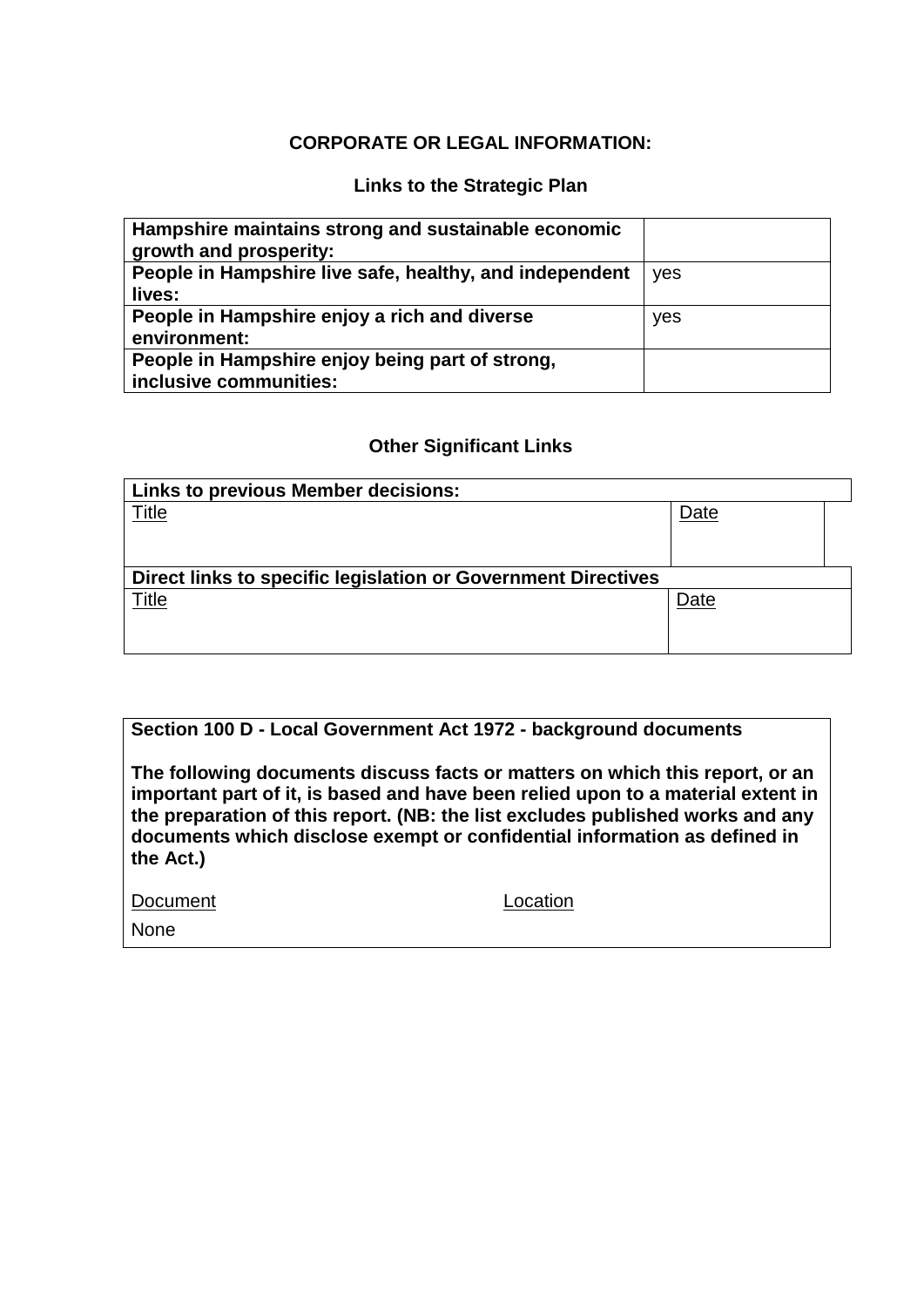**CORPORATE OR LEGAL INFORMATION:**

**Links to the Strategic Plan**

| | |
|---|---|
| **Hampshire maintains strong and sustainable economic growth and prosperity:** | |
| **People in Hampshire live safe, healthy, and independent lives:** | yes |
| **People in Hampshire enjoy a rich and diverse environment:** | yes |
| **People in Hampshire enjoy being part of strong, inclusive communities:** | |

**Other Significant Links**

| **Links to previous Member decisions:** | |
|---|---|
| Title | Date |
| | |
| **Direct links to specific legislation or Government Directives** | |
| Title | Date |
| | |

**Section 100 D - Local Government Act 1972 - background documents**

**The following documents discuss facts or matters on which this report, or an important part of it, is based and have been relied upon to a material extent in the preparation of this report. (NB: the list excludes published works and any documents which disclose exempt or confidential information as defined in the Act.)**

| Document | Location |
|---|---|
| None | |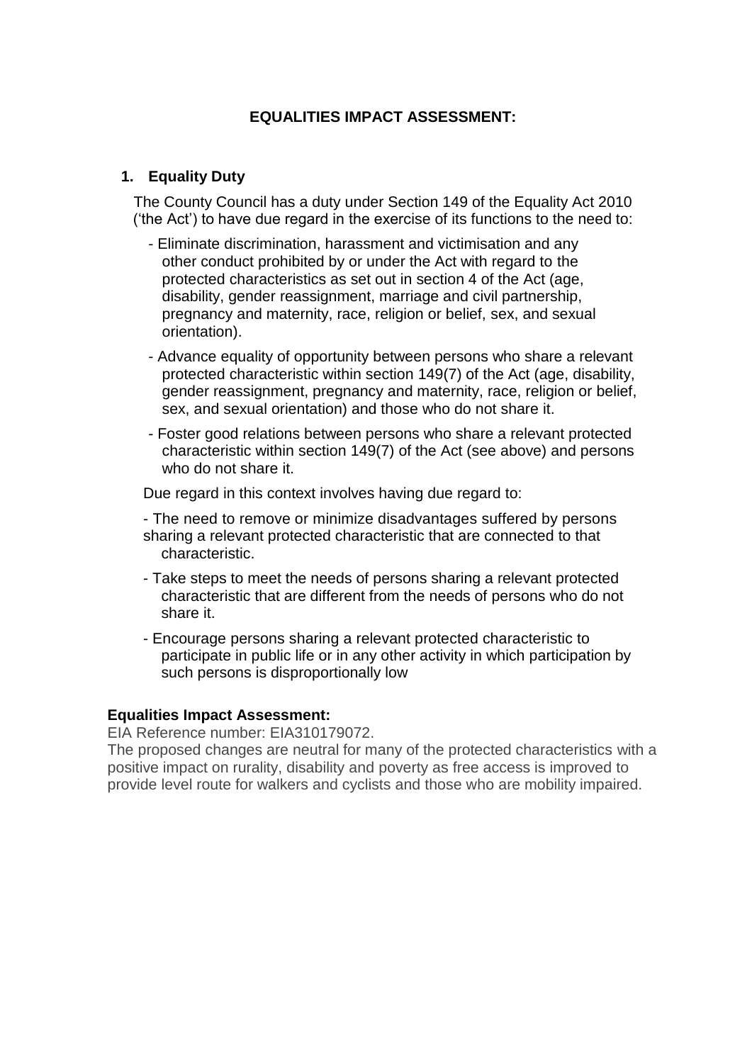## EQUALITIES IMPACT ASSESSMENT:

### 1. Equality Duty

The County Council has a duty under Section 149 of the Equality Act 2010 ('the Act') to have due regard in the exercise of its functions to the need to:

- Eliminate discrimination, harassment and victimisation and any other conduct prohibited by or under the Act with regard to the protected characteristics as set out in section 4 of the Act (age, disability, gender reassignment, marriage and civil partnership, pregnancy and maternity, race, religion or belief, sex, and sexual orientation).
- Advance equality of opportunity between persons who share a relevant protected characteristic within section 149(7) of the Act (age, disability, gender reassignment, pregnancy and maternity, race, religion or belief, sex, and sexual orientation) and those who do not share it.
- Foster good relations between persons who share a relevant protected characteristic within section 149(7) of the Act (see above) and persons who do not share it.

Due regard in this context involves having due regard to:

- The need to remove or minimize disadvantages suffered by persons sharing a relevant protected characteristic that are connected to that characteristic.
- Take steps to meet the needs of persons sharing a relevant protected characteristic that are different from the needs of persons who do not share it.
- Encourage persons sharing a relevant protected characteristic to participate in public life or in any other activity in which participation by such persons is disproportionally low

**Equalities Impact Assessment:**

EIA Reference number: EIA310179072.

The proposed changes are neutral for many of the protected characteristics with a positive impact on rurality, disability and poverty as free access is improved to provide level route for walkers and cyclists and those who are mobility impaired.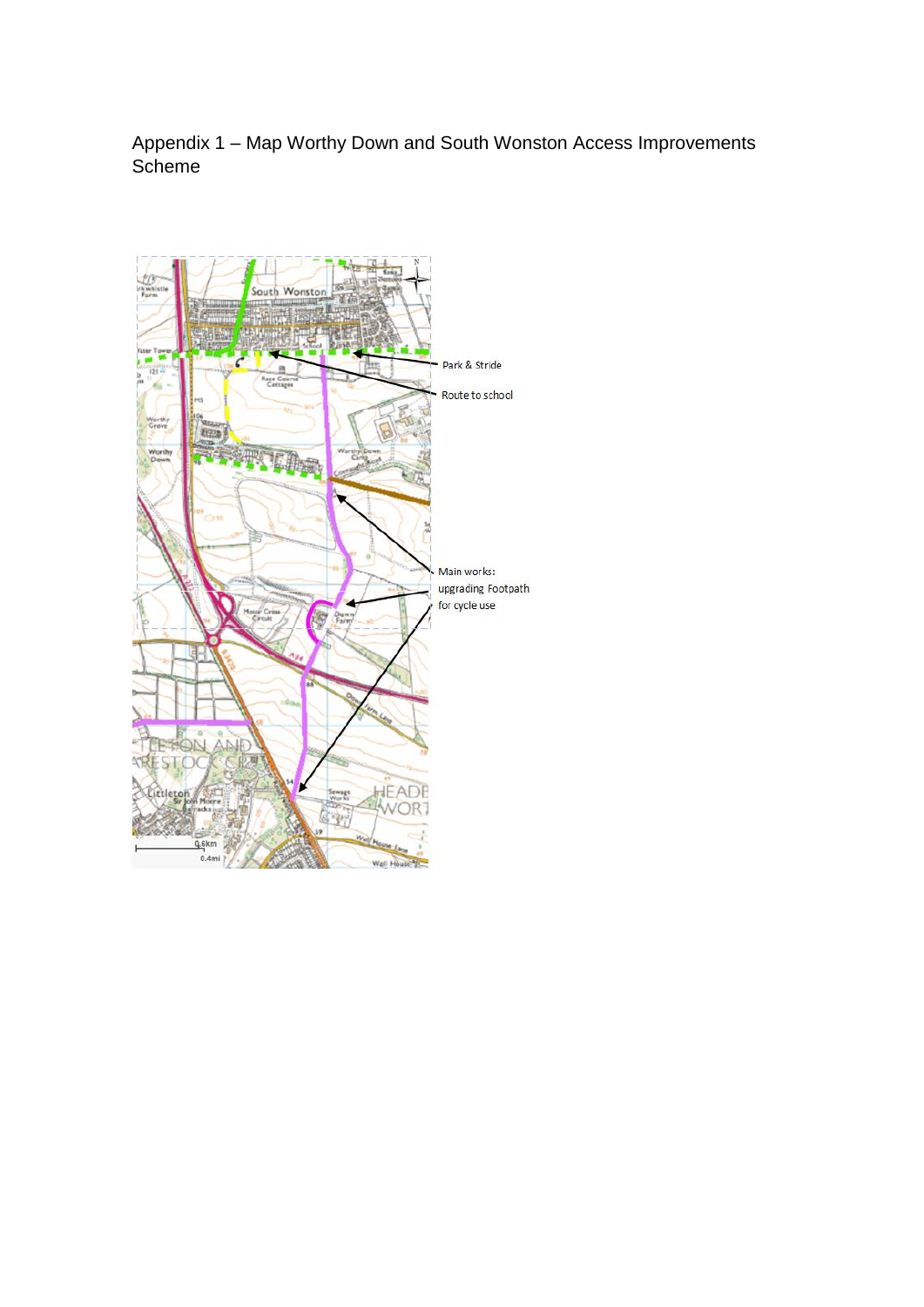Appendix 1 – Map Worthy Down and South Wonston Access Improvements Scheme

Park & Stride

Route to school

Main works: upgrading Footpath for cycle use